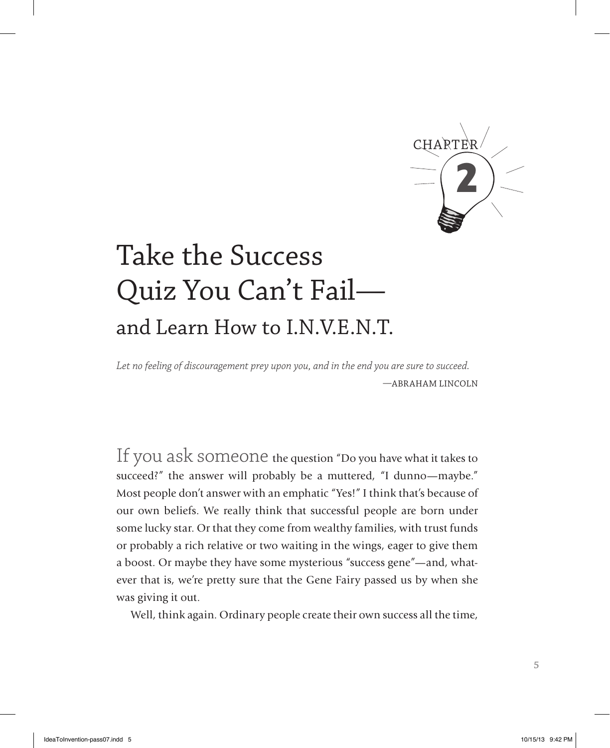CHAPTER 2

# Take the Success Quiz You Can't Fail—
## and Learn How to I.N.V.E.N.T.

*Let no feeling of discouragement prey upon you, and in the end you are sure to succeed.*

—ABRAHAM LINCOLN

If you ask someone the question "Do you have what it takes to succeed?" the answer will probably be a muttered, "I dunno—maybe." Most people don't answer with an emphatic "Yes!" I think that's because of our own beliefs. We really think that successful people are born under some lucky star. Or that they come from wealthy families, with trust funds or probably a rich relative or two waiting in the wings, eager to give them a boost. Or maybe they have some mysterious "success gene"—and, whatever that is, we're pretty sure that the Gene Fairy passed us by when she was giving it out.

Well, think again. Ordinary people create their own success all the time,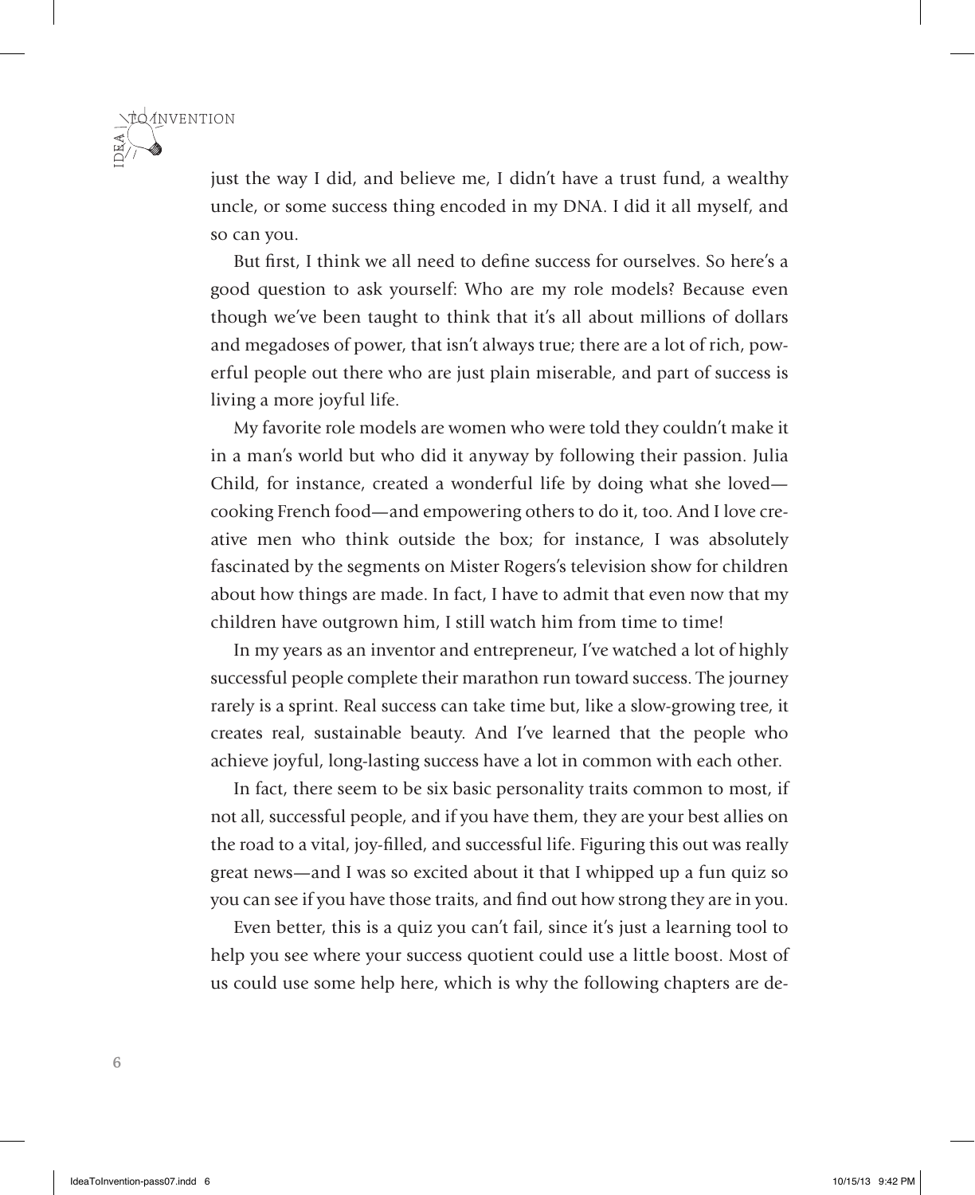just the way I did, and believe me, I didn't have a trust fund, a wealthy uncle, or some success thing encoded in my DNA. I did it all myself, and so can you.

But first, I think we all need to define success for ourselves. So here's a good question to ask yourself: Who are my role models? Because even though we've been taught to think that it's all about millions of dollars and megadoses of power, that isn't always true; there are a lot of rich, powerful people out there who are just plain miserable, and part of success is living a more joyful life.

My favorite role models are women who were told they couldn't make it in a man's world but who did it anyway by following their passion. Julia Child, for instance, created a wonderful life by doing what she loved—cooking French food—and empowering others to do it, too. And I love creative men who think outside the box; for instance, I was absolutely fascinated by the segments on Mister Rogers's television show for children about how things are made. In fact, I have to admit that even now that my children have outgrown him, I still watch him from time to time!

In my years as an inventor and entrepreneur, I've watched a lot of highly successful people complete their marathon run toward success. The journey rarely is a sprint. Real success can take time but, like a slow-growing tree, it creates real, sustainable beauty. And I've learned that the people who achieve joyful, long-lasting success have a lot in common with each other.

In fact, there seem to be six basic personality traits common to most, if not all, successful people, and if you have them, they are your best allies on the road to a vital, joy-filled, and successful life. Figuring this out was really great news—and I was so excited about it that I whipped up a fun quiz so you can see if you have those traits, and find out how strong they are in you.

Even better, this is a quiz you can't fail, since it's just a learning tool to help you see where your success quotient could use a little boost. Most of us could use some help here, which is why the following chapters are de-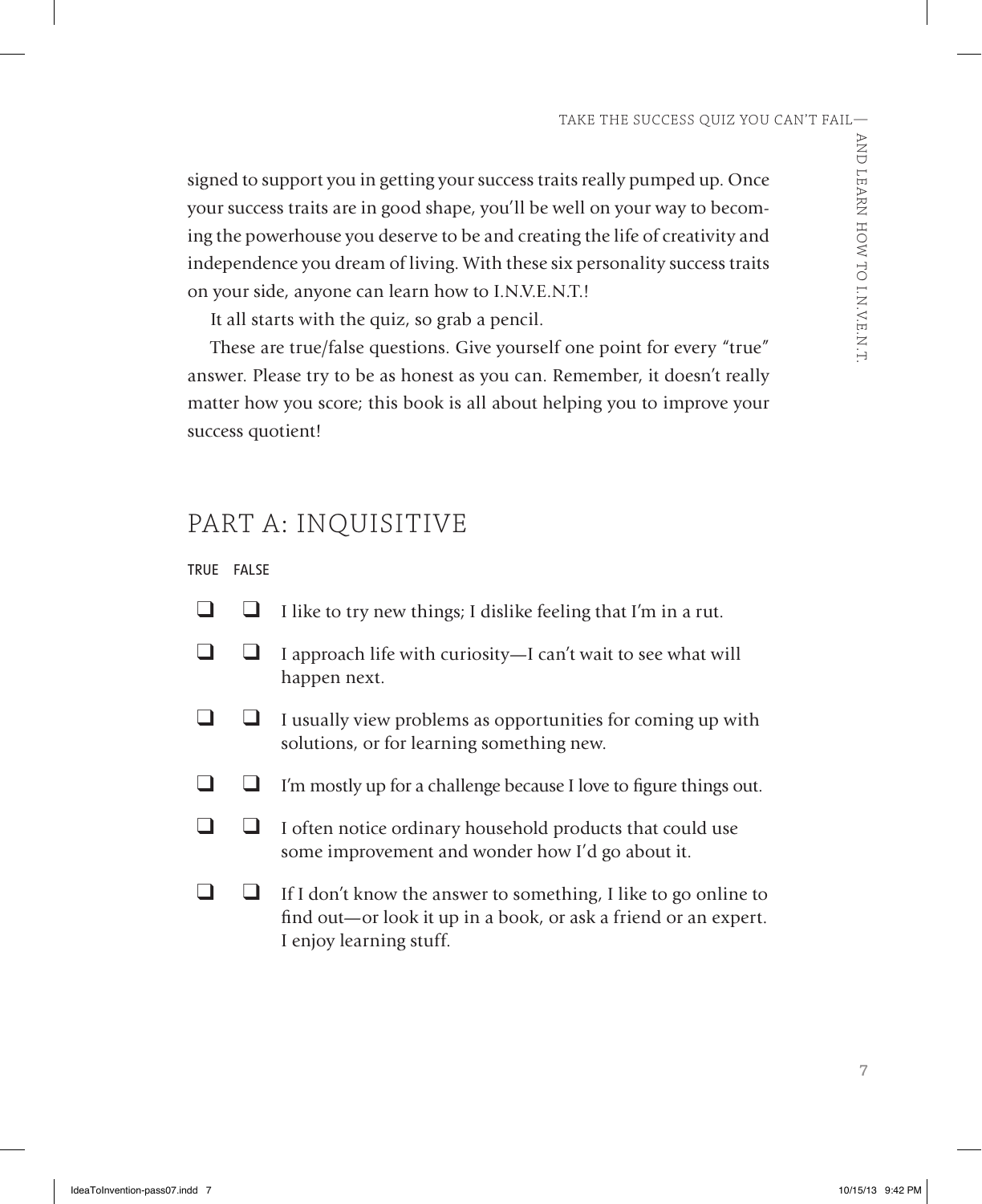signed to support you in getting your success traits really pumped up. Once your success traits are in good shape, you'll be well on your way to becoming the powerhouse you deserve to be and creating the life of creativity and independence you dream of living. With these six personality success traits on your side, anyone can learn how to I.N.V.E.N.T.!

It all starts with the quiz, so grab a pencil.

These are true/false questions. Give yourself one point for every "true" answer. Please try to be as honest as you can. Remember, it doesn't really matter how you score; this book is all about helping you to improve your success quotient!

## PART A: INQUISITIVE

| TRUE | FALSE | |
|---|---|---|
| ❑ | ❑ | I like to try new things; I dislike feeling that I'm in a rut. |
| ❑ | ❑ | I approach life with curiosity—I can't wait to see what will happen next. |
| ❑ | ❑ | I usually view problems as opportunities for coming up with solutions, or for learning something new. |
| ❑ | ❑ | I'm mostly up for a challenge because I love to figure things out. |
| ❑ | ❑ | I often notice ordinary household products that could use some improvement and wonder how I'd go about it. |
| ❑ | ❑ | If I don't know the answer to something, I like to go online to find out—or look it up in a book, or ask a friend or an expert. I enjoy learning stuff. |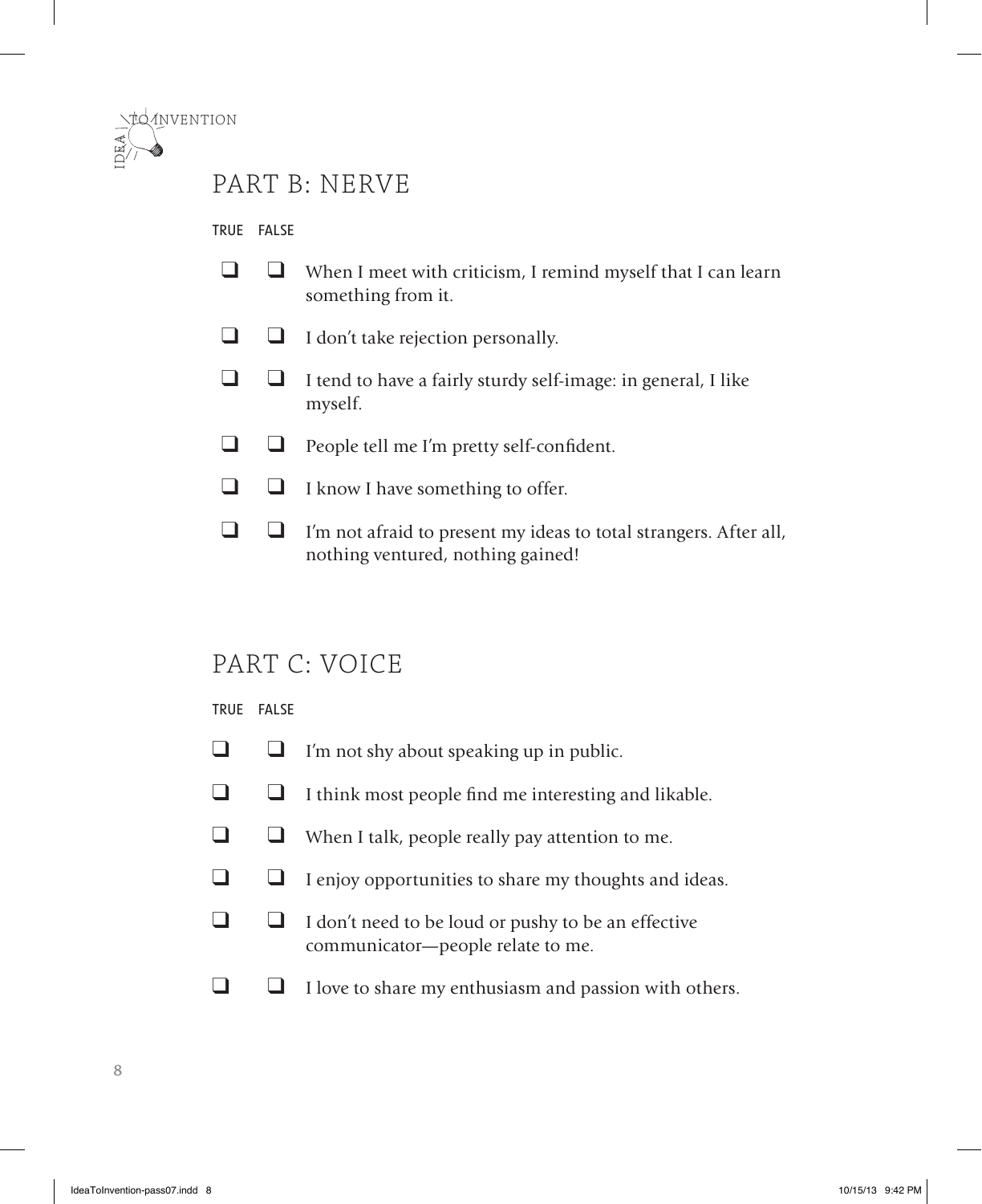## PART B: NERVE

| TRUE | FALSE | |
|---|---|---|
| ❑ | ❑ | When I meet with criticism, I remind myself that I can learn something from it. |
| ❑ | ❑ | I don't take rejection personally. |
| ❑ | ❑ | I tend to have a fairly sturdy self-image: in general, I like myself. |
| ❑ | ❑ | People tell me I'm pretty self-confident. |
| ❑ | ❑ | I know I have something to offer. |
| ❑ | ❑ | I'm not afraid to present my ideas to total strangers. After all, nothing ventured, nothing gained! |

## PART C: VOICE

| TRUE | FALSE | |
|---|---|---|
| ❑ | ❑ | I'm not shy about speaking up in public. |
| ❑ | ❑ | I think most people find me interesting and likable. |
| ❑ | ❑ | When I talk, people really pay attention to me. |
| ❑ | ❑ | I enjoy opportunities to share my thoughts and ideas. |
| ❑ | ❑ | I don't need to be loud or pushy to be an effective communicator—people relate to me. |
| ❑ | ❑ | I love to share my enthusiasm and passion with others. |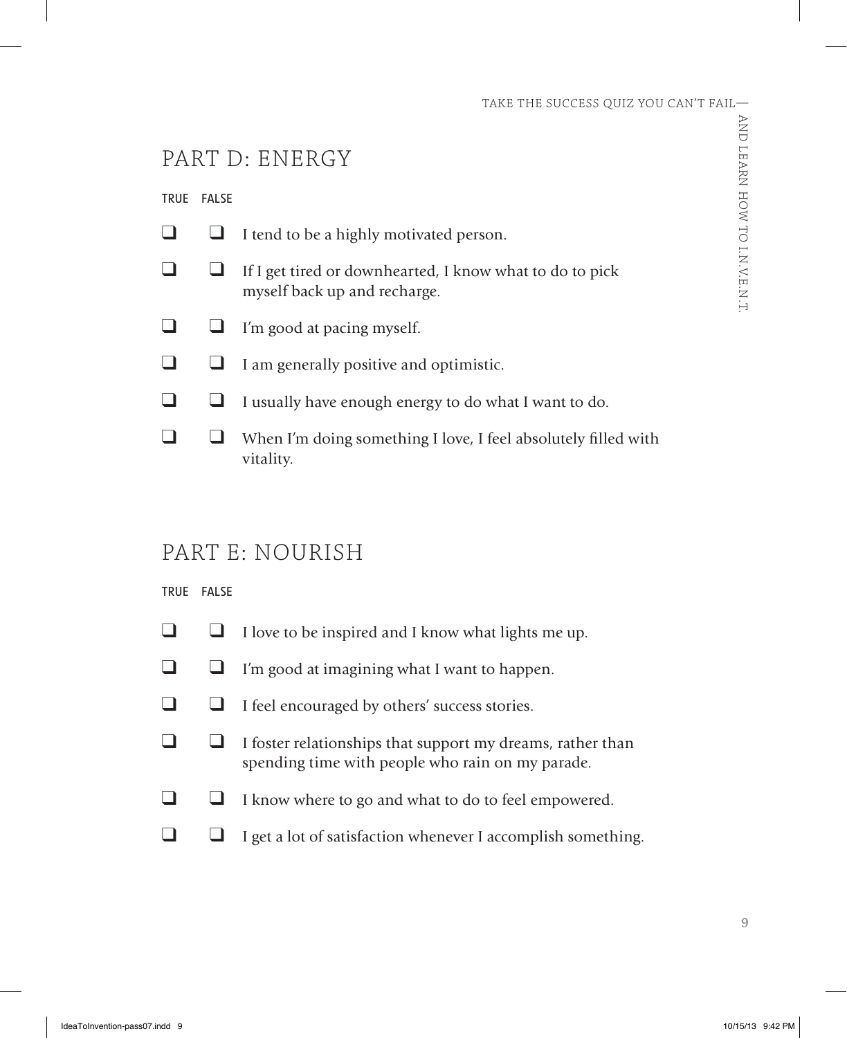## PART D: ENERGY

| TRUE | FALSE | |
|---|---|---|
| ❑ | ❑ | I tend to be a highly motivated person. |
| ❑ | ❑ | If I get tired or downhearted, I know what to do to pick myself back up and recharge. |
| ❑ | ❑ | I'm good at pacing myself. |
| ❑ | ❑ | I am generally positive and optimistic. |
| ❑ | ❑ | I usually have enough energy to do what I want to do. |
| ❑ | ❑ | When I'm doing something I love, I feel absolutely filled with vitality. |

## PART E: NOURISH

| TRUE | FALSE | |
|---|---|---|
| ❑ | ❑ | I love to be inspired and I know what lights me up. |
| ❑ | ❑ | I'm good at imagining what I want to happen. |
| ❑ | ❑ | I feel encouraged by others' success stories. |
| ❑ | ❑ | I foster relationships that support my dreams, rather than spending time with people who rain on my parade. |
| ❑ | ❑ | I know where to go and what to do to feel empowered. |
| ❑ | ❑ | I get a lot of satisfaction whenever I accomplish something. |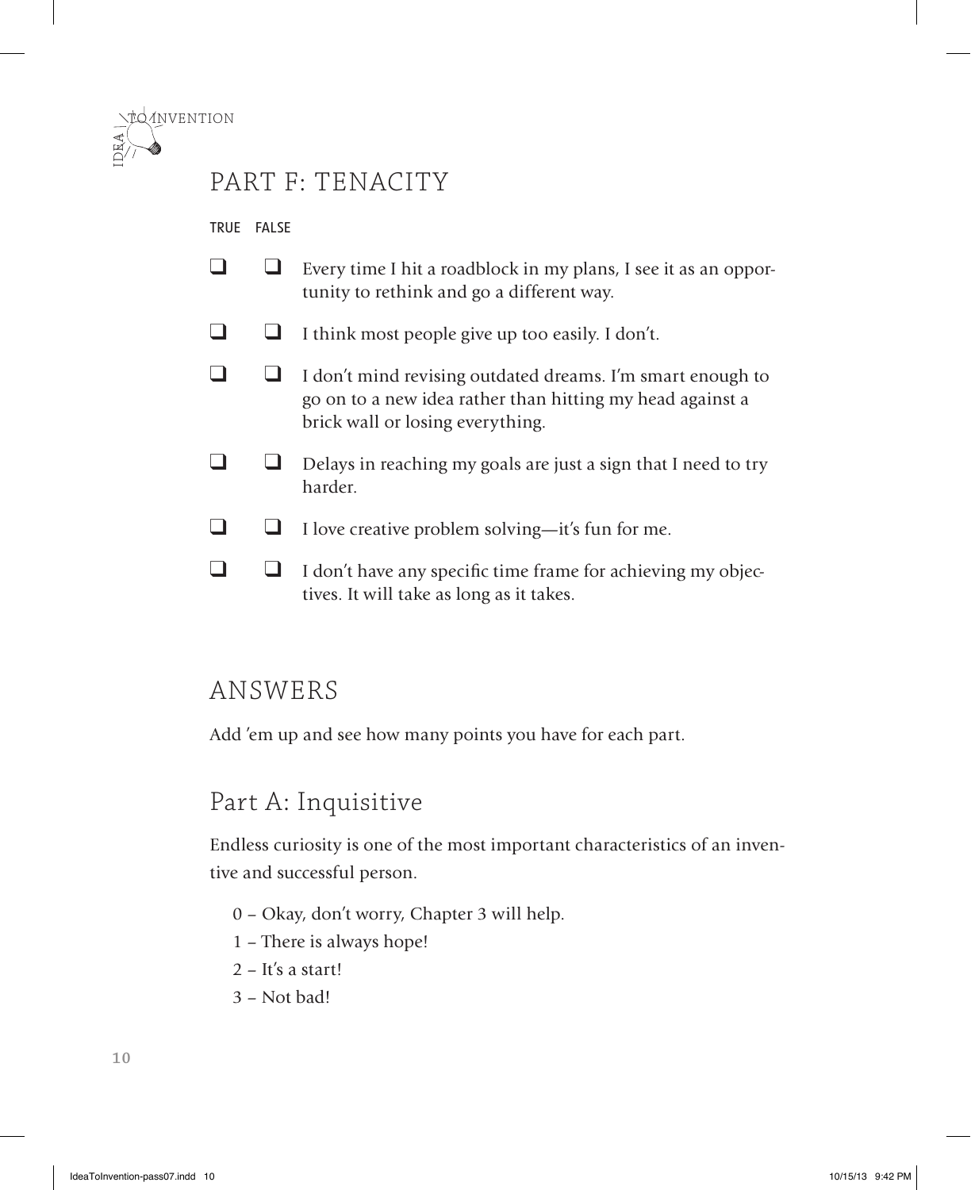## PART F: TENACITY

| TRUE | FALSE | |
|---|---|---|
| ❑ | ❑ | Every time I hit a roadblock in my plans, I see it as an opportunity to rethink and go a different way. |
| ❑ | ❑ | I think most people give up too easily. I don't. |
| ❑ | ❑ | I don't mind revising outdated dreams. I'm smart enough to go on to a new idea rather than hitting my head against a brick wall or losing everything. |
| ❑ | ❑ | Delays in reaching my goals are just a sign that I need to try harder. |
| ❑ | ❑ | I love creative problem solving—it's fun for me. |
| ❑ | ❑ | I don't have any specific time frame for achieving my objectives. It will take as long as it takes. |

## ANSWERS

Add 'em up and see how many points you have for each part.

### Part A: Inquisitive

Endless curiosity is one of the most important characteristics of an inventive and successful person.

- 0 – Okay, don't worry, Chapter 3 will help.
- 1 – There is always hope!
- 2 – It's a start!
- 3 – Not bad!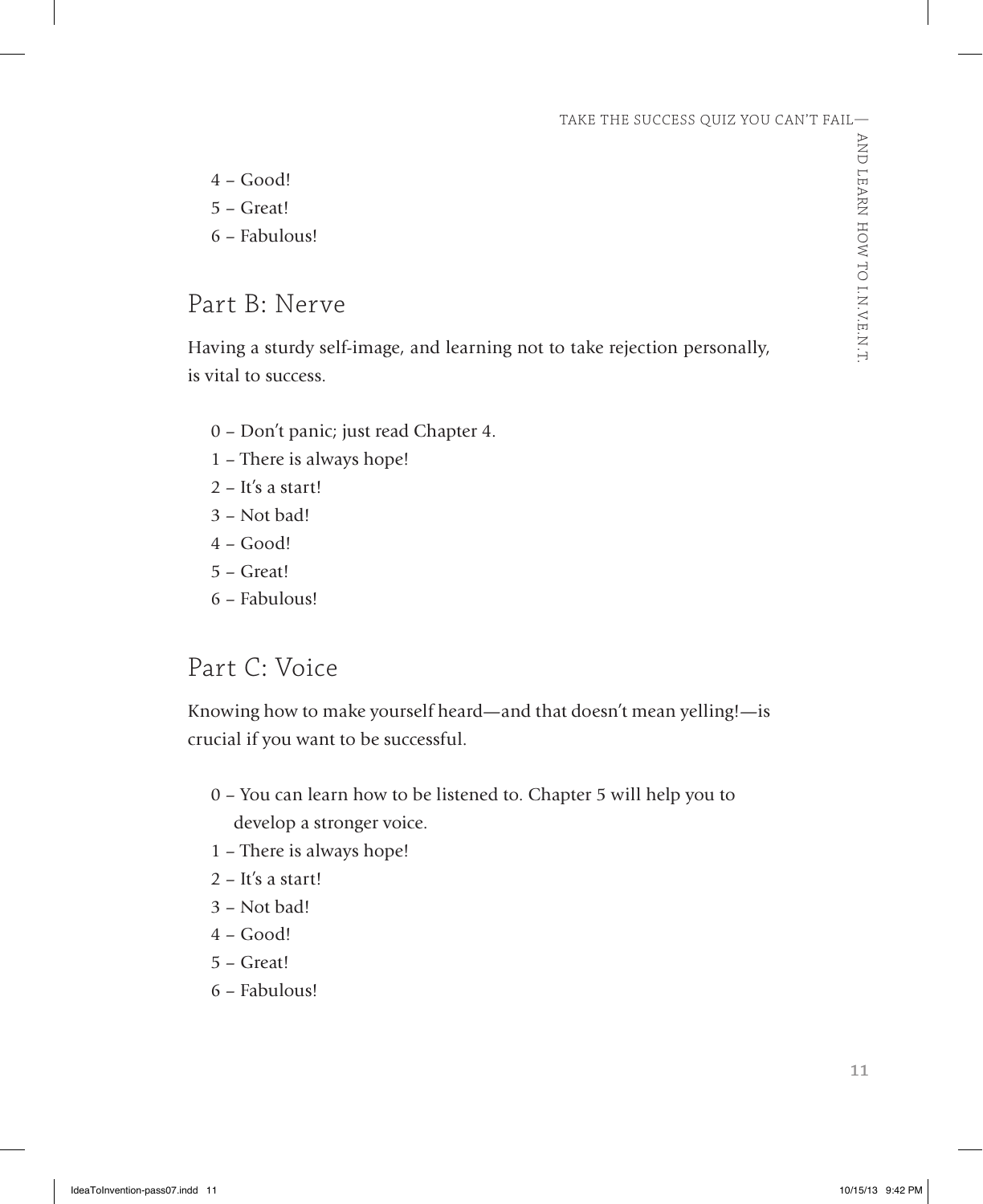- 4 – Good!
- 5 – Great!
- 6 – Fabulous!

## Part B: Nerve

Having a sturdy self-image, and learning not to take rejection personally, is vital to success.

- 0 – Don't panic; just read Chapter 4.
- 1 – There is always hope!
- 2 – It's a start!
- 3 – Not bad!
- 4 – Good!
- 5 – Great!
- 6 – Fabulous!

## Part C: Voice

Knowing how to make yourself heard—and that doesn't mean yelling!—is crucial if you want to be successful.

- 0 – You can learn how to be listened to. Chapter 5 will help you to develop a stronger voice.
- 1 – There is always hope!
- 2 – It's a start!
- 3 – Not bad!
- 4 – Good!
- 5 – Great!
- 6 – Fabulous!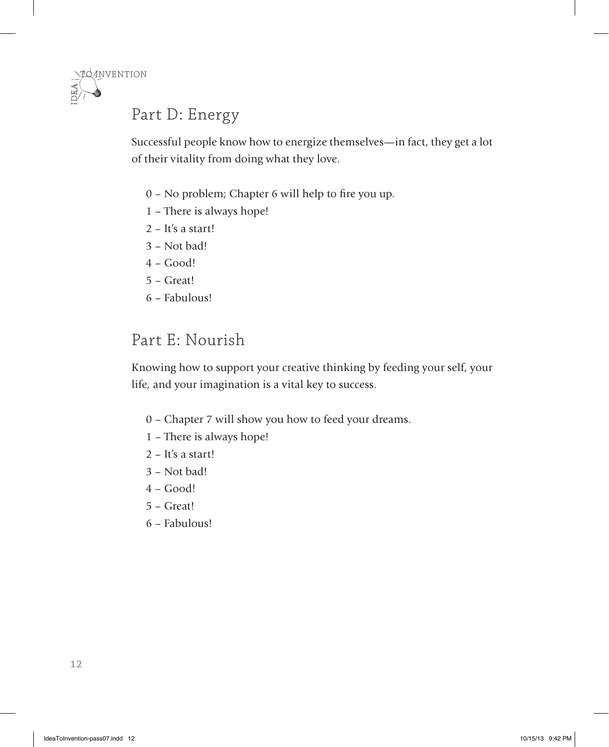## Part D: Energy

Successful people know how to energize themselves—in fact, they get a lot of their vitality from doing what they love.

0 – No problem; Chapter 6 will help to fire you up.
1 – There is always hope!
2 – It's a start!
3 – Not bad!
4 – Good!
5 – Great!
6 – Fabulous!

## Part E: Nourish

Knowing how to support your creative thinking by feeding your self, your life, and your imagination is a vital key to success.

0 – Chapter 7 will show you how to feed your dreams.
1 – There is always hope!
2 – It's a start!
3 – Not bad!
4 – Good!
5 – Great!
6 – Fabulous!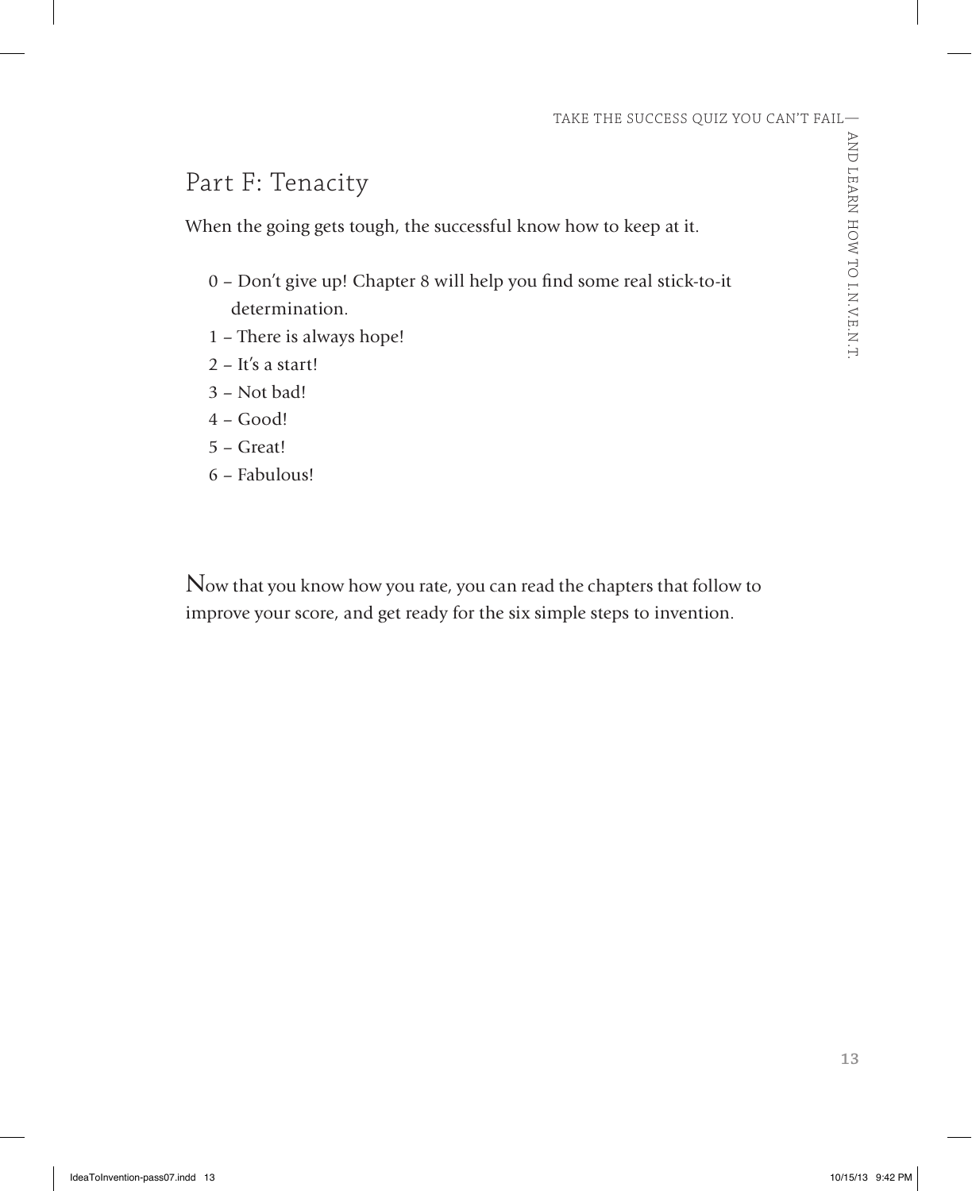## Part F: Tenacity

When the going gets tough, the successful know how to keep at it.

0 – Don't give up! Chapter 8 will help you find some real stick-to-it determination.  
1 – There is always hope!  
2 – It's a start!  
3 – Not bad!  
4 – Good!  
5 – Great!  
6 – Fabulous!

Now that you know how you rate, you can read the chapters that follow to improve your score, and get ready for the six simple steps to invention.